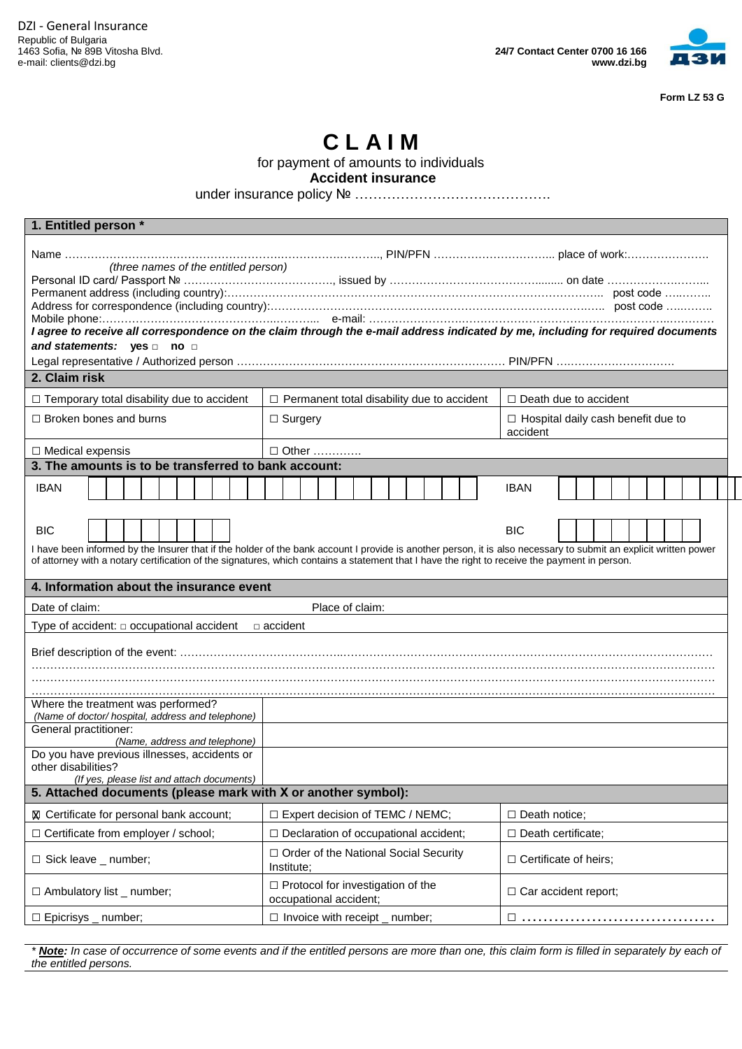DZI - General Insurance
Republic of Bulgaria
1463 Sofia, № 89B Vitosha Blvd.
e-mail: clients@dzi.bg

**24/7 Contact Center 0700 16 166**
**www.dzi.bg**

**Form LZ 53 G**

# C L A I M

for payment of amounts to individuals
**Accident insurance**
under insurance policy № …………………………………….

## 1. Entitled person *

Name ………………………………………………….………….……….., PIN/PFN ………………………….. place of work:………………….
*(three names of the entitled person)*
Personal ID card/ Passport № ………………………………….., issued by ……………………………………........ on date ………………….…..
Permanent address (including country):……………………………………………………………………………………….. post code ….……..
Address for correspondence (including country):…………………………………………………………………………….. post code ….……..
Mobile phone:………………………………………….……... e-mail: ………………………………………………………………………….…………
***I agree to receive all correspondence on the claim through the e-mail address indicated by me, including for required documents and statements:* yes □ no □**
Legal representative / Authorized person ………………….……………………………………… PIN/PFN ….…………………….….

## 2. Claim risk

| | | |
|---|---|---|
| □ Temporary total disability due to accident | □ Permanent total disability due to accident | □ Death due to accident |
| □ Broken bones and burns | □ Surgery | □ Hospital daily cash benefit due to accident |
| □ Medical expenses | □ Other ………… | |

## 3. The amounts is to be transferred to bank account:

IBAN □□□□□□□□□□□□□□□□□□□□□□ IBAN □□□□□□□□□□□

BIC □□□□□□□□ BIC □□□□□□□□

I have been informed by the Insurer that if the holder of the bank account I provide is another person, it is also necessary to submit an explicit written power of attorney with a notary certification of the signatures, which contains a statement that I have the right to receive the payment in person.

## 4. Information about the insurance event

Date of claim: Place of claim:

Type of accident: □ occupational accident □ accident

Brief description of the event: ……………………………………..………………………………………………………………………………
………………………………………………………………………………………………………………………………………………………………
………………………………………………………………………………………………………………………………………………………………
………………………………………………………………………………………………………………………………………………………………

| | |
|---|---|
| Where the treatment was performed? *(Name of doctor/ hospital, address and telephone)* | |
| General practitioner: *(Name, address and telephone)* | |
| Do you have previous illnesses, accidents or other disabilities? *(If yes, please list and attach documents)* | |

## 5. Attached documents (please mark with X or another symbol):

| | | |
|---|---|---|
| ☒ Certificate for personal bank account; | □ Expert decision of TEMC / NEMC; | □ Death notice; |
| □ Certificate from employer / school; | □ Declaration of occupational accident; | □ Death certificate; |
| □ Sick leave _ number; | □ Order of the National Social Security Institute; | □ Certificate of heirs; |
| □ Ambulatory list _ number; | □ Protocol for investigation of the occupational accident; | □ Car accident report; |
| □ Epicrisys _ number; | □ Invoice with receipt _ number; | □ ………………………………… |

\* ***Note:*** *In case of occurrence of some events and if the entitled persons are more than one, this claim form is filled in separately by each of the entitled persons.*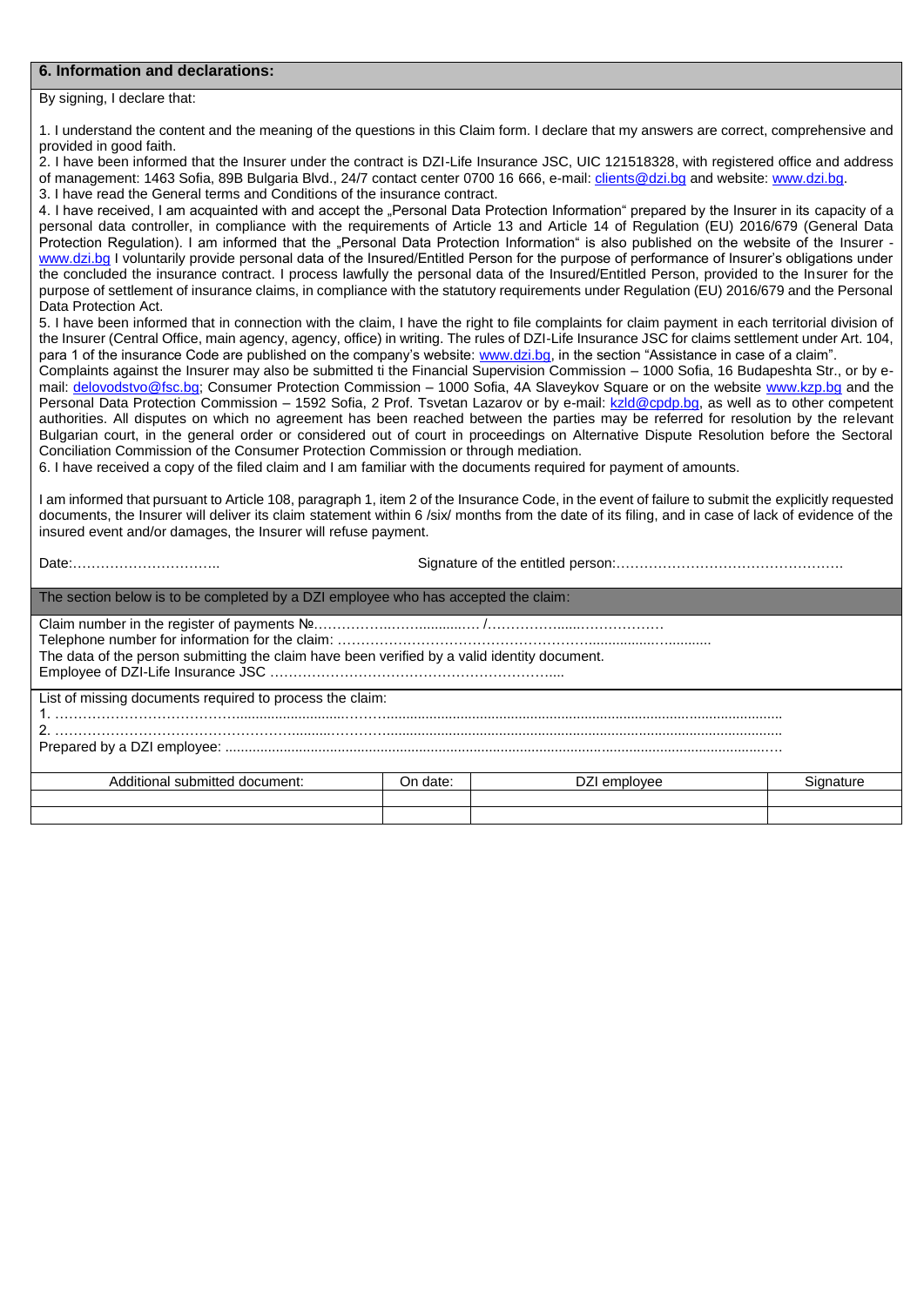## 6. Information and declarations:

By signing, I declare that:

1. I understand the content and the meaning of the questions in this Claim form. I declare that my answers are correct, comprehensive and provided in good faith.
2. I have been informed that the Insurer under the contract is DZI-Life Insurance JSC, UIC 121518328, with registered office and address of management: 1463 Sofia, 89B Bulgaria Blvd., 24/7 contact center 0700 16 666, e-mail: clients@dzi.bg and website: www.dzi.bg.
3. I have read the General terms and Conditions of the insurance contract.
4. I have received, I am acquainted with and accept the „Personal Data Protection Information" prepared by the Insurer in its capacity of a personal data controller, in compliance with the requirements of Article 13 and Article 14 of Regulation (EU) 2016/679 (General Data Protection Regulation). I am informed that the „Personal Data Protection Information" is also published on the website of the Insurer - www.dzi.bg I voluntarily provide personal data of the Insured/Entitled Person for the purpose of performance of Insurer's obligations under the concluded the insurance contract. I process lawfully the personal data of the Insured/Entitled Person, provided to the Insurer for the purpose of settlement of insurance claims, in compliance with the statutory requirements under Regulation (EU) 2016/679 and the Personal Data Protection Act.
5. I have been informed that in connection with the claim, I have the right to file complaints for claim payment in each territorial division of the Insurer (Central Office, main agency, agency, office) in writing. The rules of DZI-Life Insurance JSC for claims settlement under Art. 104, para 1 of the insurance Code are published on the company's website: www.dzi.bg, in the section "Assistance in case of a claim".
Complaints against the Insurer may also be submitted ti the Financial Supervision Commission – 1000 Sofia, 16 Budapeshta Str., or by e-mail: delovodstvo@fsc.bg; Consumer Protection Commission – 1000 Sofia, 4A Slaveykov Square or on the website www.kzp.bg and the Personal Data Protection Commission – 1592 Sofia, 2 Prof. Tsvetan Lazarov or by e-mail: kzld@cpdp.bg, as well as to other competent authorities. All disputes on which no agreement has been reached between the parties may be referred for resolution by the relevant Bulgarian court, in the general order or considered out of court in proceedings on Alternative Dispute Resolution before the Sectoral Conciliation Commission of the Consumer Protection Commission or through mediation.
6. I have received a copy of the filed claim and I am familiar with the documents required for payment of amounts.

I am informed that pursuant to Article 108, paragraph 1, item 2 of the Insurance Code, in the event of failure to submit the explicitly requested documents, the Insurer will deliver its claim statement within 6 /six/ months from the date of its filing, and in case of lack of evidence of the insured event and/or damages, the Insurer will refuse payment.

Date:…………………………..    Signature of the entitled person:………………………………………….

The section below is to be completed by a DZI employee who has accepted the claim:

Claim number in the register of payments №……………..………...........…. /……………......………………
Telephone number for information for the claim: ………………………………………………..................…..........
The data of the person submitting the claim have been verified by a valid identity document.
Employee of DZI-Life Insurance JSC ……………………………………………………....

List of missing documents required to process the claim:
1. ……………………………………...............................………..........................................................................................................
2. ……………………………………………...........………........................................................................................................
Prepared by a DZI employee: .............................................................................................................................................….

| Additional submitted document: | On date: | DZI employee | Signature |
|---|---|---|---|
| | | | |
| | | | |